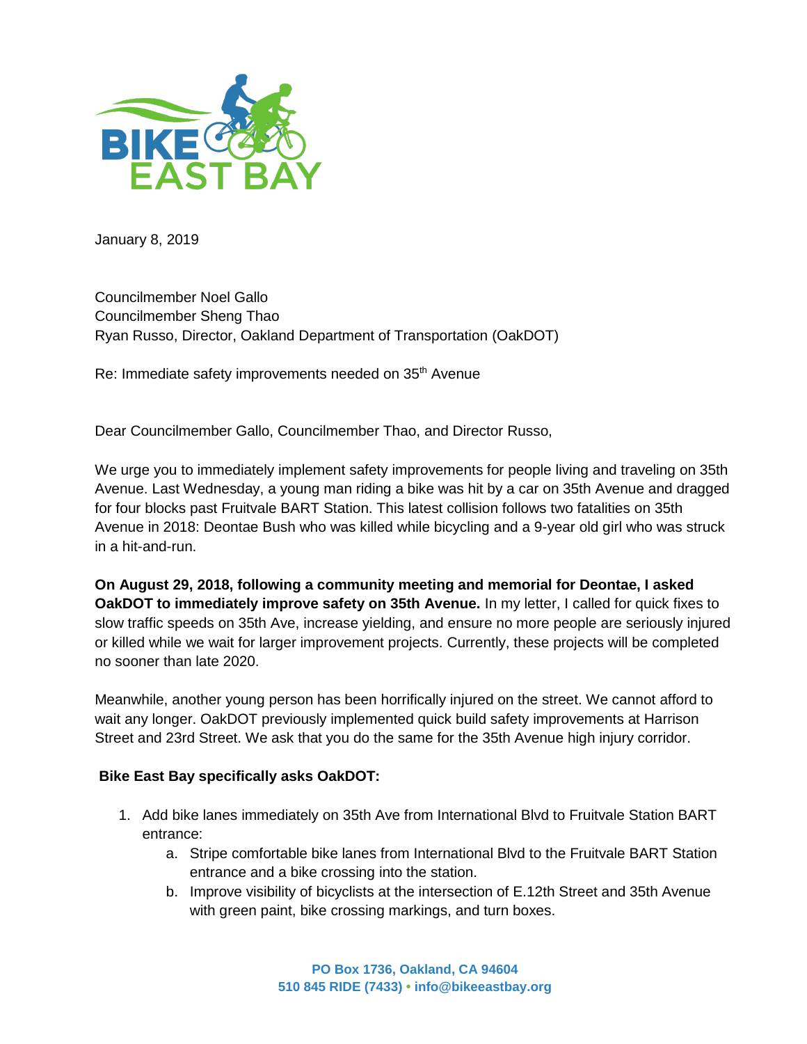January 8, 2019

Councilmember Noel Gallo
Councilmember Sheng Thao
Ryan Russo, Director, Oakland Department of Transportation (OakDOT)

Re: Immediate safety improvements needed on 35th Avenue

Dear Councilmember Gallo, Councilmember Thao, and Director Russo,

We urge you to immediately implement safety improvements for people living and traveling on 35th Avenue. Last Wednesday, a young man riding a bike was hit by a car on 35th Avenue and dragged for four blocks past Fruitvale BART Station. This latest collision follows two fatalities on 35th Avenue in 2018: Deontae Bush who was killed while bicycling and a 9-year old girl who was struck in a hit-and-run.

**On August 29, 2018, following a community meeting and memorial for Deontae, I asked OakDOT to immediately improve safety on 35th Avenue.** In my letter, I called for quick fixes to slow traffic speeds on 35th Ave, increase yielding, and ensure no more people are seriously injured or killed while we wait for larger improvement projects. Currently, these projects will be completed no sooner than late 2020.

Meanwhile, another young person has been horrifically injured on the street. We cannot afford to wait any longer. OakDOT previously implemented quick build safety improvements at Harrison Street and 23rd Street. We ask that you do the same for the 35th Avenue high injury corridor.

**Bike East Bay specifically asks OakDOT:**

1. Add bike lanes immediately on 35th Ave from International Blvd to Fruitvale Station BART entrance:
    a. Stripe comfortable bike lanes from International Blvd to the Fruitvale BART Station entrance and a bike crossing into the station.
    b. Improve visibility of bicyclists at the intersection of E.12th Street and 35th Avenue with green paint, bike crossing markings, and turn boxes.

PO Box 1736, Oakland, CA 94604
510 845 RIDE (7433) • info@bikeeastbay.org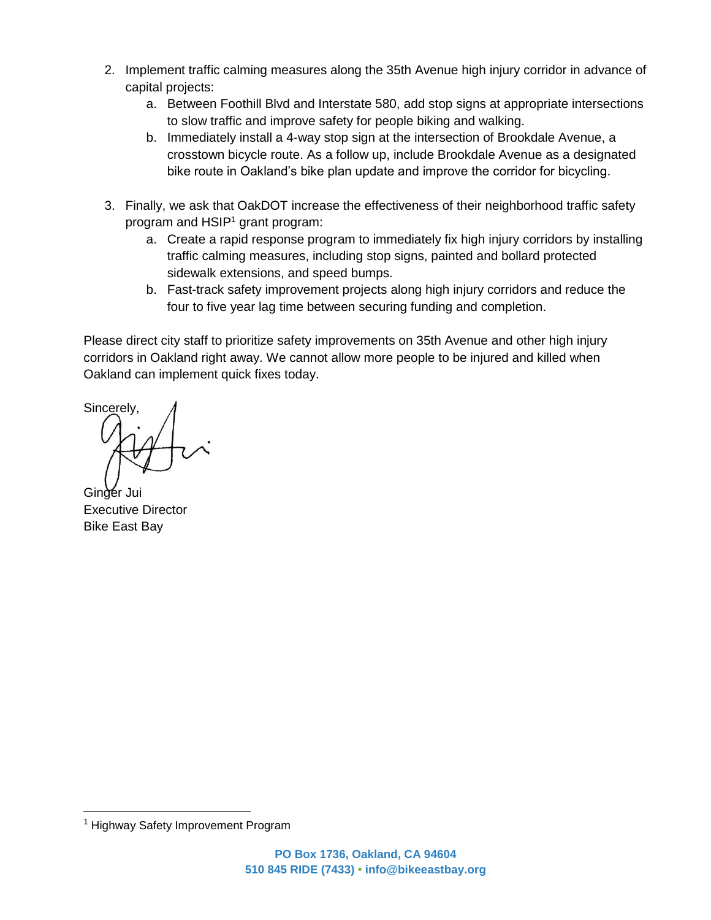2. Implement traffic calming measures along the 35th Avenue high injury corridor in advance of capital projects:
    a. Between Foothill Blvd and Interstate 580, add stop signs at appropriate intersections to slow traffic and improve safety for people biking and walking.
    b. Immediately install a 4-way stop sign at the intersection of Brookdale Avenue, a crosstown bicycle route. As a follow up, include Brookdale Avenue as a designated bike route in Oakland's bike plan update and improve the corridor for bicycling.

3. Finally, we ask that OakDOT increase the effectiveness of their neighborhood traffic safety program and HSIP[1] grant program:
    a. Create a rapid response program to immediately fix high injury corridors by installing traffic calming measures, including stop signs, painted and bollard protected sidewalk extensions, and speed bumps.
    b. Fast-track safety improvement projects along high injury corridors and reduce the four to five year lag time between securing funding and completion.

Please direct city staff to prioritize safety improvements on 35th Avenue and other high injury corridors in Oakland right away. We cannot allow more people to be injured and killed when Oakland can implement quick fixes today.

Sincerely,

Ginger Jui
Executive Director
Bike East Bay

[1] Highway Safety Improvement Program

**PO Box 1736, Oakland, CA 94604**
**510 845 RIDE (7433) • info@bikeeastbay.org**